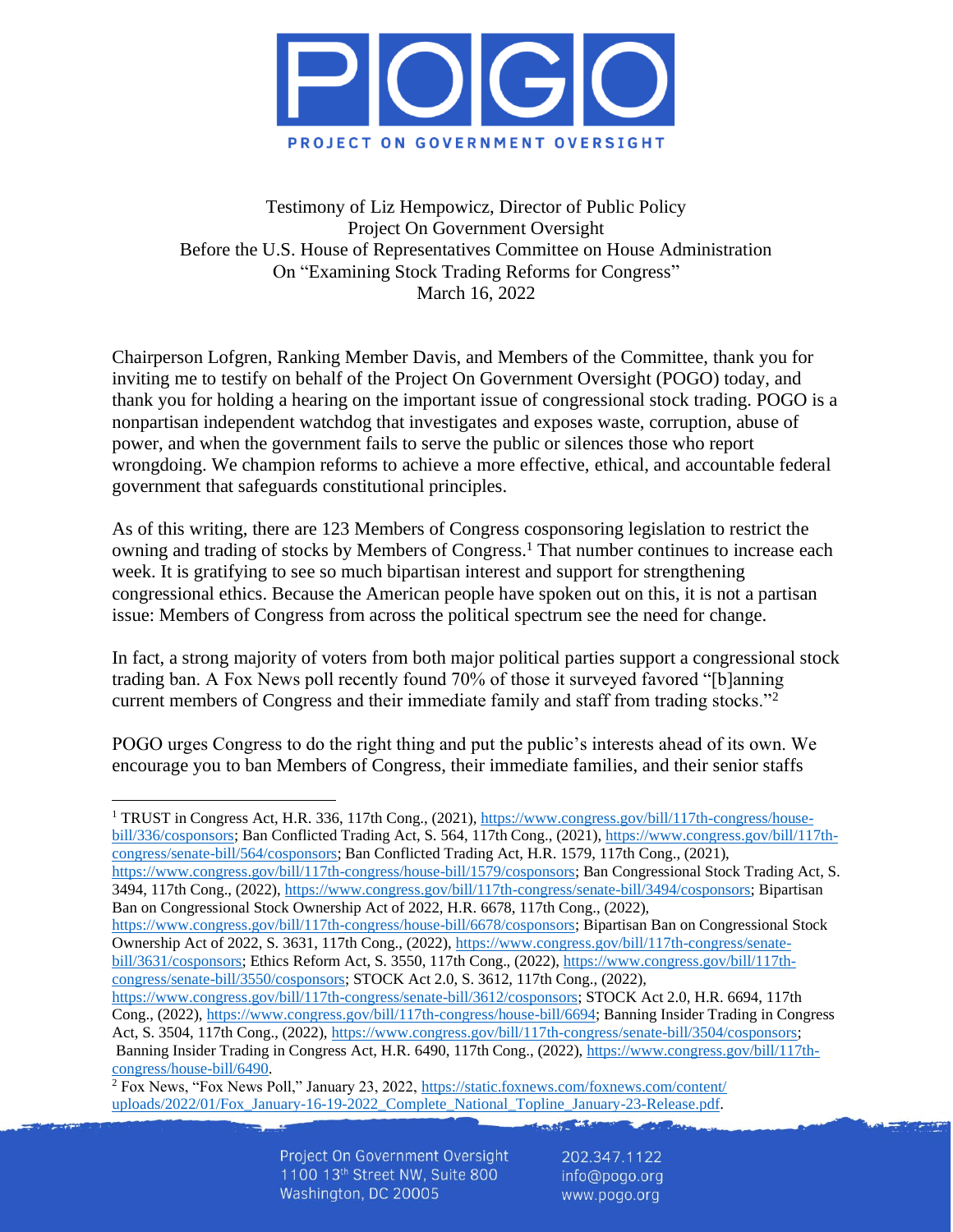# POGO

PROJECT ON GOVERNMENT OVERSIGHT

Testimony of Liz Hempowicz, Director of Public Policy
Project On Government Oversight
Before the U.S. House of Representatives Committee on House Administration
On "Examining Stock Trading Reforms for Congress"
March 16, 2022

Chairperson Lofgren, Ranking Member Davis, and Members of the Committee, thank you for inviting me to testify on behalf of the Project On Government Oversight (POGO) today, and thank you for holding a hearing on the important issue of congressional stock trading. POGO is a nonpartisan independent watchdog that investigates and exposes waste, corruption, abuse of power, and when the government fails to serve the public or silences those who report wrongdoing. We champion reforms to achieve a more effective, ethical, and accountable federal government that safeguards constitutional principles.

As of this writing, there are 123 Members of Congress cosponsoring legislation to restrict the owning and trading of stocks by Members of Congress.[1] That number continues to increase each week. It is gratifying to see so much bipartisan interest and support for strengthening congressional ethics. Because the American people have spoken out on this, it is not a partisan issue: Members of Congress from across the political spectrum see the need for change.

In fact, a strong majority of voters from both major political parties support a congressional stock trading ban. A Fox News poll recently found 70% of those it surveyed favored "[b]anning current members of Congress and their immediate family and staff from trading stocks."[2]

POGO urges Congress to do the right thing and put the public's interests ahead of its own. We encourage you to ban Members of Congress, their immediate families, and their senior staffs

---

[1] TRUST in Congress Act, H.R. 336, 117th Cong., (2021), https://www.congress.gov/bill/117th-congress/house-bill/336/cosponsors; Ban Conflicted Trading Act, S. 564, 117th Cong., (2021), https://www.congress.gov/bill/117th-congress/senate-bill/564/cosponsors; Ban Conflicted Trading Act, H.R. 1579, 117th Cong., (2021), https://www.congress.gov/bill/117th-congress/house-bill/1579/cosponsors; Ban Congressional Stock Trading Act, S. 3494, 117th Cong., (2022), https://www.congress.gov/bill/117th-congress/senate-bill/3494/cosponsors; Bipartisan Ban on Congressional Stock Ownership Act of 2022, H.R. 6678, 117th Cong., (2022), https://www.congress.gov/bill/117th-congress/house-bill/6678/cosponsors; Bipartisan Ban on Congressional Stock Ownership Act of 2022, S. 3631, 117th Cong., (2022), https://www.congress.gov/bill/117th-congress/senate-bill/3631/cosponsors; Ethics Reform Act, S. 3550, 117th Cong., (2022), https://www.congress.gov/bill/117th-congress/senate-bill/3550/cosponsors; STOCK Act 2.0, S. 3612, 117th Cong., (2022), https://www.congress.gov/bill/117th-congress/senate-bill/3612/cosponsors; STOCK Act 2.0, H.R. 6694, 117th Cong., (2022), https://www.congress.gov/bill/117th-congress/house-bill/6694; Banning Insider Trading in Congress Act, S. 3504, 117th Cong., (2022), https://www.congress.gov/bill/117th-congress/senate-bill/3504/cosponsors; Banning Insider Trading in Congress Act, H.R. 6490, 117th Cong., (2022), https://www.congress.gov/bill/117th-congress/house-bill/6490.

[2] Fox News, "Fox News Poll," January 23, 2022, https://static.foxnews.com/foxnews.com/content/uploads/2022/01/Fox_January-16-19-2022_Complete_National_Topline_January-23-Release.pdf.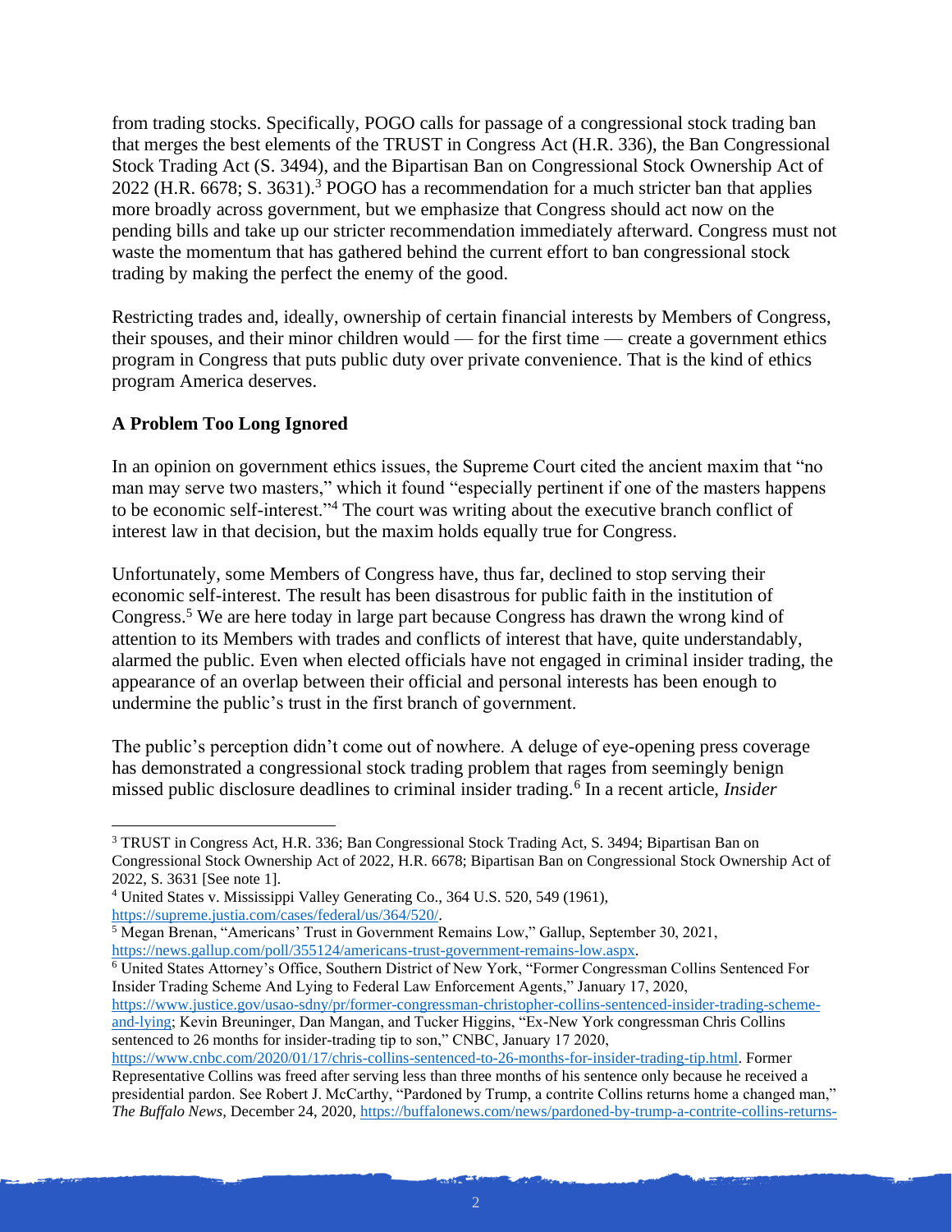from trading stocks. Specifically, POGO calls for passage of a congressional stock trading ban that merges the best elements of the TRUST in Congress Act (H.R. 336), the Ban Congressional Stock Trading Act (S. 3494), and the Bipartisan Ban on Congressional Stock Ownership Act of 2022 (H.R. 6678; S. 3631).[3] POGO has a recommendation for a much stricter ban that applies more broadly across government, but we emphasize that Congress should act now on the pending bills and take up our stricter recommendation immediately afterward. Congress must not waste the momentum that has gathered behind the current effort to ban congressional stock trading by making the perfect the enemy of the good.

Restricting trades and, ideally, ownership of certain financial interests by Members of Congress, their spouses, and their minor children would — for the first time — create a government ethics program in Congress that puts public duty over private convenience. That is the kind of ethics program America deserves.

**A Problem Too Long Ignored**

In an opinion on government ethics issues, the Supreme Court cited the ancient maxim that "no man may serve two masters," which it found "especially pertinent if one of the masters happens to be economic self-interest."[4] The court was writing about the executive branch conflict of interest law in that decision, but the maxim holds equally true for Congress.

Unfortunately, some Members of Congress have, thus far, declined to stop serving their economic self-interest. The result has been disastrous for public faith in the institution of Congress.[5] We are here today in large part because Congress has drawn the wrong kind of attention to its Members with trades and conflicts of interest that have, quite understandably, alarmed the public. Even when elected officials have not engaged in criminal insider trading, the appearance of an overlap between their official and personal interests has been enough to undermine the public's trust in the first branch of government.

The public's perception didn't come out of nowhere. A deluge of eye-opening press coverage has demonstrated a congressional stock trading problem that rages from seemingly benign missed public disclosure deadlines to criminal insider trading.[6] In a recent article, *Insider*

---

[3] TRUST in Congress Act, H.R. 336; Ban Congressional Stock Trading Act, S. 3494; Bipartisan Ban on Congressional Stock Ownership Act of 2022, H.R. 6678; Bipartisan Ban on Congressional Stock Ownership Act of 2022, S. 3631 [See note 1].

[4] United States v. Mississippi Valley Generating Co., 364 U.S. 520, 549 (1961), https://supreme.justia.com/cases/federal/us/364/520/.

[5] Megan Brenan, "Americans' Trust in Government Remains Low," Gallup, September 30, 2021, https://news.gallup.com/poll/355124/americans-trust-government-remains-low.aspx.

[6] United States Attorney's Office, Southern District of New York, "Former Congressman Collins Sentenced For Insider Trading Scheme And Lying to Federal Law Enforcement Agents," January 17, 2020, https://www.justice.gov/usao-sdny/pr/former-congressman-christopher-collins-sentenced-insider-trading-scheme-and-lying; Kevin Breuninger, Dan Mangan, and Tucker Higgins, "Ex-New York congressman Chris Collins sentenced to 26 months for insider-trading tip to son," CNBC, January 17 2020, https://www.cnbc.com/2020/01/17/chris-collins-sentenced-to-26-months-for-insider-trading-tip.html. Former Representative Collins was freed after serving less than three months of his sentence only because he received a presidential pardon. See Robert J. McCarthy, "Pardoned by Trump, a contrite Collins returns home a changed man," *The Buffalo News*, December 24, 2020, https://buffalonews.com/news/pardoned-by-trump-a-contrite-collins-returns-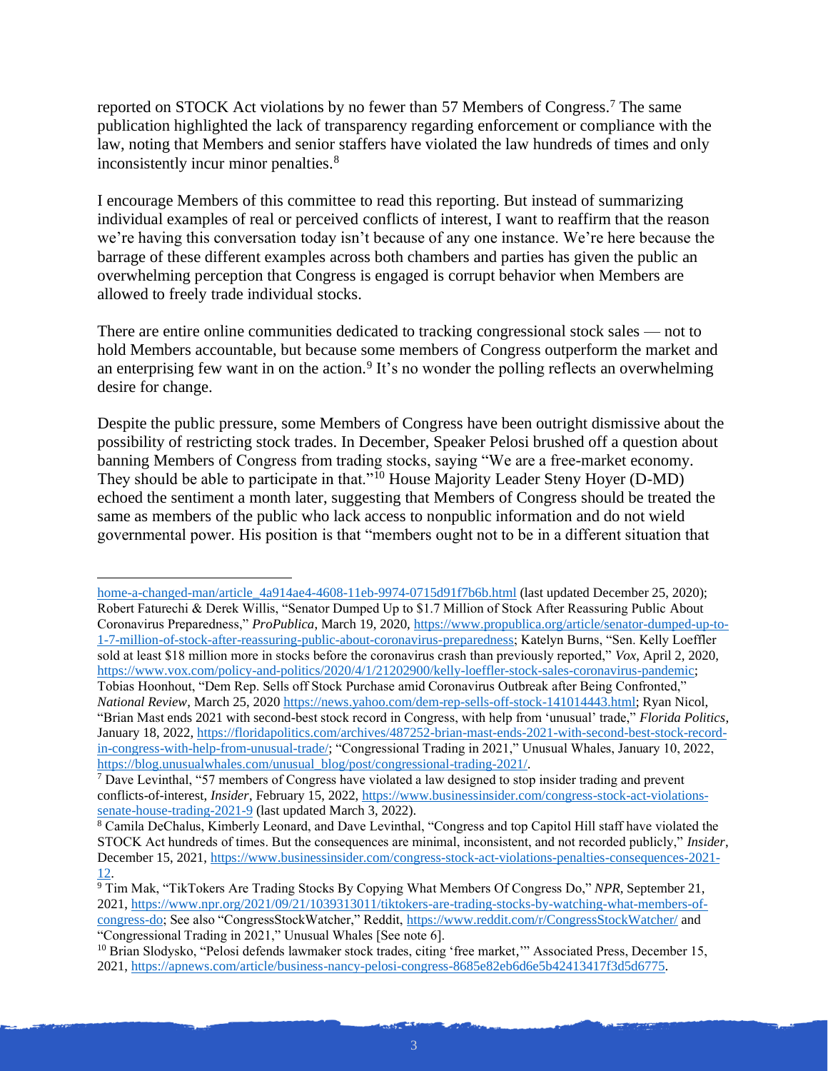reported on STOCK Act violations by no fewer than 57 Members of Congress.[7] The same publication highlighted the lack of transparency regarding enforcement or compliance with the law, noting that Members and senior staffers have violated the law hundreds of times and only inconsistently incur minor penalties.[8]

I encourage Members of this committee to read this reporting. But instead of summarizing individual examples of real or perceived conflicts of interest, I want to reaffirm that the reason we're having this conversation today isn't because of any one instance. We're here because the barrage of these different examples across both chambers and parties has given the public an overwhelming perception that Congress is engaged is corrupt behavior when Members are allowed to freely trade individual stocks.

There are entire online communities dedicated to tracking congressional stock sales — not to hold Members accountable, but because some members of Congress outperform the market and an enterprising few want in on the action.[9] It's no wonder the polling reflects an overwhelming desire for change.

Despite the public pressure, some Members of Congress have been outright dismissive about the possibility of restricting stock trades. In December, Speaker Pelosi brushed off a question about banning Members of Congress from trading stocks, saying "We are a free-market economy. They should be able to participate in that."[10] House Majority Leader Steny Hoyer (D-MD) echoed the sentiment a month later, suggesting that Members of Congress should be treated the same as members of the public who lack access to nonpublic information and do not wield governmental power. His position is that "members ought not to be in a different situation that

---

home-a-changed-man/article_4a914ae4-4608-11eb-9974-0715d91f7b6b.html (last updated December 25, 2020); Robert Faturechi & Derek Willis, "Senator Dumped Up to $1.7 Million of Stock After Reassuring Public About Coronavirus Preparedness," *ProPublica*, March 19, 2020, https://www.propublica.org/article/senator-dumped-up-to-1-7-million-of-stock-after-reassuring-public-about-coronavirus-preparedness; Katelyn Burns, "Sen. Kelly Loeffler sold at least $18 million more in stocks before the coronavirus crash than previously reported," *Vox*, April 2, 2020, https://www.vox.com/policy-and-politics/2020/4/1/21202900/kelly-loeffler-stock-sales-coronavirus-pandemic; Tobias Hoonhout, "Dem Rep. Sells off Stock Purchase amid Coronavirus Outbreak after Being Confronted," *National Review*, March 25, 2020 https://news.yahoo.com/dem-rep-sells-off-stock-141014443.html; Ryan Nicol, "Brian Mast ends 2021 with second-best stock record in Congress, with help from 'unusual' trade," *Florida Politics*, January 18, 2022, https://floridapolitics.com/archives/487252-brian-mast-ends-2021-with-second-best-stock-record-in-congress-with-help-from-unusual-trade/; "Congressional Trading in 2021," Unusual Whales, January 10, 2022, https://blog.unusualwhales.com/unusual_blog/post/congressional-trading-2021/.

[7] Dave Levinthal, "57 members of Congress have violated a law designed to stop insider trading and prevent conflicts-of-interest, *Insider*, February 15, 2022, https://www.businessinsider.com/congress-stock-act-violations-senate-house-trading-2021-9 (last updated March 3, 2022).

[8] Camila DeChalus, Kimberly Leonard, and Dave Levinthal, "Congress and top Capitol Hill staff have violated the STOCK Act hundreds of times. But the consequences are minimal, inconsistent, and not recorded publicly," *Insider*, December 15, 2021, https://www.businessinsider.com/congress-stock-act-violations-penalties-consequences-2021-12.

[9] Tim Mak, "TikTokers Are Trading Stocks By Copying What Members Of Congress Do," *NPR*, September 21, 2021, https://www.npr.org/2021/09/21/1039313011/tiktokers-are-trading-stocks-by-watching-what-members-of-congress-do; See also "CongressStockWatcher," Reddit, https://www.reddit.com/r/CongressStockWatcher/ and "Congressional Trading in 2021," Unusual Whales [See note 6].

[10] Brian Slodysko, "Pelosi defends lawmaker stock trades, citing 'free market,'" Associated Press, December 15, 2021, https://apnews.com/article/business-nancy-pelosi-congress-8685e82eb6d6e5b42413417f3d5d6775.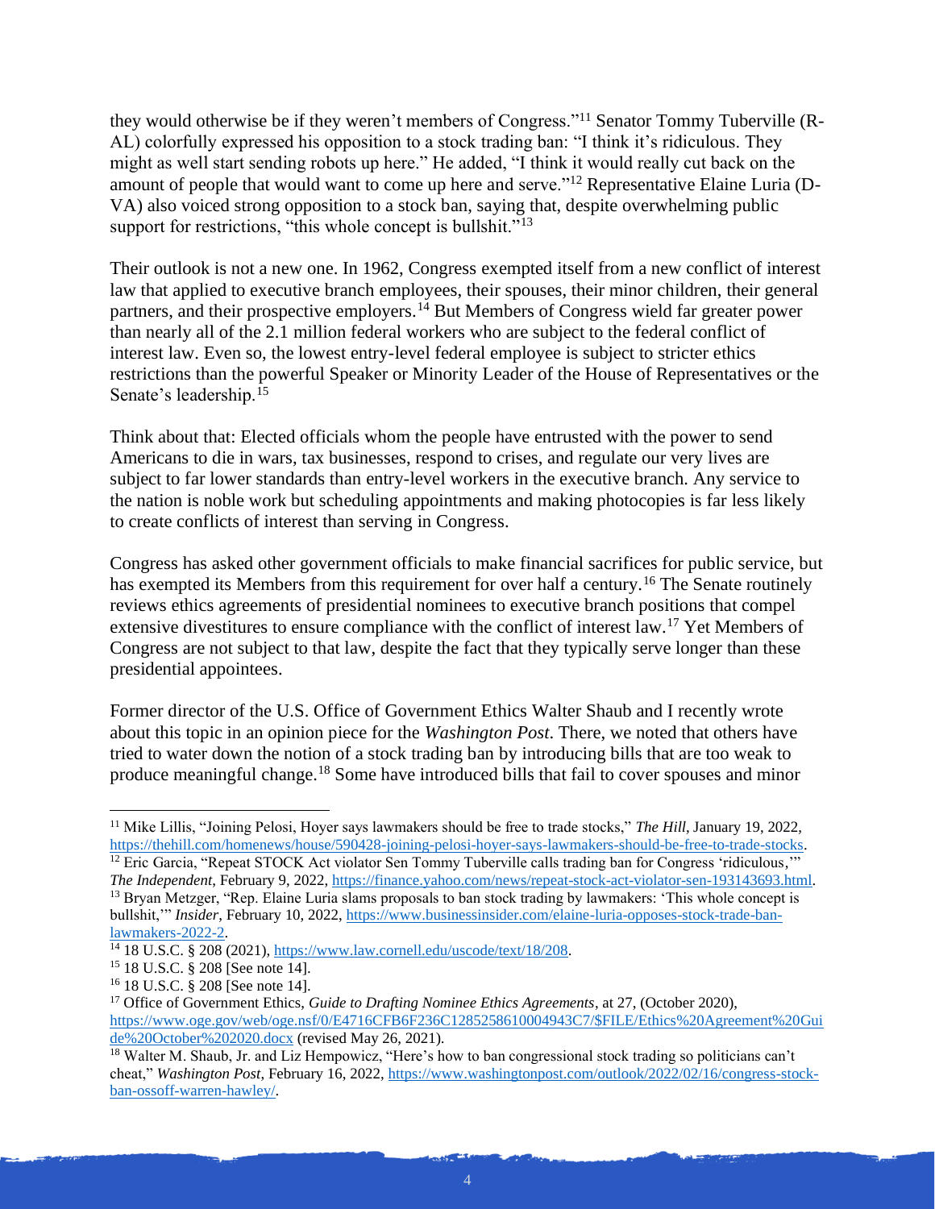they would otherwise be if they weren't members of Congress."[11] Senator Tommy Tuberville (R-AL) colorfully expressed his opposition to a stock trading ban: "I think it's ridiculous. They might as well start sending robots up here." He added, "I think it would really cut back on the amount of people that would want to come up here and serve."[12] Representative Elaine Luria (D-VA) also voiced strong opposition to a stock ban, saying that, despite overwhelming public support for restrictions, "this whole concept is bullshit."[13]

Their outlook is not a new one. In 1962, Congress exempted itself from a new conflict of interest law that applied to executive branch employees, their spouses, their minor children, their general partners, and their prospective employers.[14] But Members of Congress wield far greater power than nearly all of the 2.1 million federal workers who are subject to the federal conflict of interest law. Even so, the lowest entry-level federal employee is subject to stricter ethics restrictions than the powerful Speaker or Minority Leader of the House of Representatives or the Senate's leadership.[15]

Think about that: Elected officials whom the people have entrusted with the power to send Americans to die in wars, tax businesses, respond to crises, and regulate our very lives are subject to far lower standards than entry-level workers in the executive branch. Any service to the nation is noble work but scheduling appointments and making photocopies is far less likely to create conflicts of interest than serving in Congress.

Congress has asked other government officials to make financial sacrifices for public service, but has exempted its Members from this requirement for over half a century.[16] The Senate routinely reviews ethics agreements of presidential nominees to executive branch positions that compel extensive divestitures to ensure compliance with the conflict of interest law.[17] Yet Members of Congress are not subject to that law, despite the fact that they typically serve longer than these presidential appointees.

Former director of the U.S. Office of Government Ethics Walter Shaub and I recently wrote about this topic in an opinion piece for the *Washington Post*. There, we noted that others have tried to water down the notion of a stock trading ban by introducing bills that are too weak to produce meaningful change.[18] Some have introduced bills that fail to cover spouses and minor

---

[11] Mike Lillis, "Joining Pelosi, Hoyer says lawmakers should be free to trade stocks," *The Hill*, January 19, 2022, https://thehill.com/homenews/house/590428-joining-pelosi-hoyer-says-lawmakers-should-be-free-to-trade-stocks.

[12] Eric Garcia, "Repeat STOCK Act violator Sen Tommy Tuberville calls trading ban for Congress 'ridiculous,'" *The Independent*, February 9, 2022, https://finance.yahoo.com/news/repeat-stock-act-violator-sen-193143693.html.

[13] Bryan Metzger, "Rep. Elaine Luria slams proposals to ban stock trading by lawmakers: 'This whole concept is bullshit,'" *Insider*, February 10, 2022, https://www.businessinsider.com/elaine-luria-opposes-stock-trade-ban-lawmakers-2022-2.

[14] 18 U.S.C. § 208 (2021), https://www.law.cornell.edu/uscode/text/18/208.

[15] 18 U.S.C. § 208 [See note 14].

[16] 18 U.S.C. § 208 [See note 14].

[17] Office of Government Ethics, *Guide to Drafting Nominee Ethics Agreements*, at 27, (October 2020), https://www.oge.gov/web/oge.nsf/0/E4716CFB6F236C1285258610004943C7/$FILE/Ethics%20Agreement%20Guide%20October%202020.docx (revised May 26, 2021).

[18] Walter M. Shaub, Jr. and Liz Hempowicz, "Here's how to ban congressional stock trading so politicians can't cheat," *Washington Post*, February 16, 2022, https://www.washingtonpost.com/outlook/2022/02/16/congress-stock-ban-ossoff-warren-hawley/.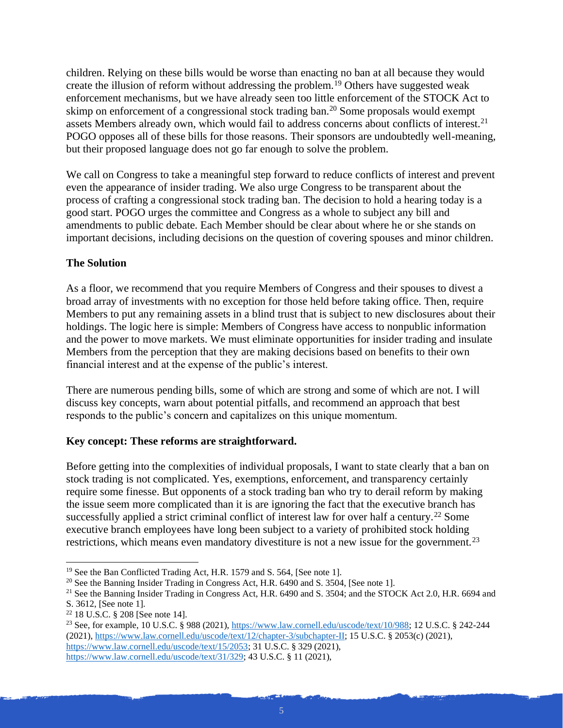children. Relying on these bills would be worse than enacting no ban at all because they would create the illusion of reform without addressing the problem.[19] Others have suggested weak enforcement mechanisms, but we have already seen too little enforcement of the STOCK Act to skimp on enforcement of a congressional stock trading ban.[20] Some proposals would exempt assets Members already own, which would fail to address concerns about conflicts of interest.[21] POGO opposes all of these bills for those reasons. Their sponsors are undoubtedly well-meaning, but their proposed language does not go far enough to solve the problem.

We call on Congress to take a meaningful step forward to reduce conflicts of interest and prevent even the appearance of insider trading. We also urge Congress to be transparent about the process of crafting a congressional stock trading ban. The decision to hold a hearing today is a good start. POGO urges the committee and Congress as a whole to subject any bill and amendments to public debate. Each Member should be clear about where he or she stands on important decisions, including decisions on the question of covering spouses and minor children.

**The Solution**

As a floor, we recommend that you require Members of Congress and their spouses to divest a broad array of investments with no exception for those held before taking office. Then, require Members to put any remaining assets in a blind trust that is subject to new disclosures about their holdings. The logic here is simple: Members of Congress have access to nonpublic information and the power to move markets. We must eliminate opportunities for insider trading and insulate Members from the perception that they are making decisions based on benefits to their own financial interest and at the expense of the public's interest.

There are numerous pending bills, some of which are strong and some of which are not. I will discuss key concepts, warn about potential pitfalls, and recommend an approach that best responds to the public's concern and capitalizes on this unique momentum.

**Key concept: These reforms are straightforward.**

Before getting into the complexities of individual proposals, I want to state clearly that a ban on stock trading is not complicated. Yes, exemptions, enforcement, and transparency certainly require some finesse. But opponents of a stock trading ban who try to derail reform by making the issue seem more complicated than it is are ignoring the fact that the executive branch has successfully applied a strict criminal conflict of interest law for over half a century.[22] Some executive branch employees have long been subject to a variety of prohibited stock holding restrictions, which means even mandatory divestiture is not a new issue for the government.[23]

---

[19] See the Ban Conflicted Trading Act, H.R. 1579 and S. 564, [See note 1].

[20] See the Banning Insider Trading in Congress Act, H.R. 6490 and S. 3504, [See note 1].

[21] See the Banning Insider Trading in Congress Act, H.R. 6490 and S. 3504; and the STOCK Act 2.0, H.R. 6694 and S. 3612, [See note 1].

[22] 18 U.S.C. § 208 [See note 14].

[23] See, for example, 10 U.S.C. § 988 (2021), https://www.law.cornell.edu/uscode/text/10/988; 12 U.S.C. § 242-244 (2021), https://www.law.cornell.edu/uscode/text/12/chapter-3/subchapter-II; 15 U.S.C. § 2053(c) (2021), https://www.law.cornell.edu/uscode/text/15/2053; 31 U.S.C. § 329 (2021), https://www.law.cornell.edu/uscode/text/31/329; 43 U.S.C. § 11 (2021),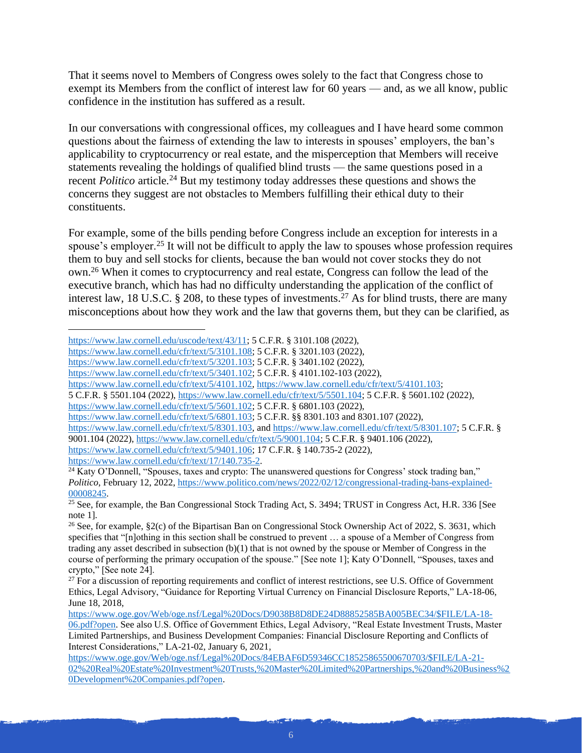That it seems novel to Members of Congress owes solely to the fact that Congress chose to exempt its Members from the conflict of interest law for 60 years — and, as we all know, public confidence in the institution has suffered as a result.

In our conversations with congressional offices, my colleagues and I have heard some common questions about the fairness of extending the law to interests in spouses' employers, the ban's applicability to cryptocurrency or real estate, and the misperception that Members will receive statements revealing the holdings of qualified blind trusts — the same questions posed in a recent *Politico* article.[24] But my testimony today addresses these questions and shows the concerns they suggest are not obstacles to Members fulfilling their ethical duty to their constituents.

For example, some of the bills pending before Congress include an exception for interests in a spouse's employer.[25] It will not be difficult to apply the law to spouses whose profession requires them to buy and sell stocks for clients, because the ban would not cover stocks they do not own.[26] When it comes to cryptocurrency and real estate, Congress can follow the lead of the executive branch, which has had no difficulty understanding the application of the conflict of interest law, 18 U.S.C. § 208, to these types of investments.[27] As for blind trusts, there are many misconceptions about how they work and the law that governs them, but they can be clarified, as

---

https://www.law.cornell.edu/uscode/text/43/11; 5 C.F.R. § 3101.108 (2022), https://www.law.cornell.edu/cfr/text/5/3101.108; 5 C.F.R. § 3201.103 (2022), https://www.law.cornell.edu/cfr/text/5/3201.103; 5 C.F.R. § 3401.102 (2022), https://www.law.cornell.edu/cfr/text/5/3401.102; 5 C.F.R. § 4101.102-103 (2022), https://www.law.cornell.edu/cfr/text/5/4101.102, https://www.law.cornell.edu/cfr/text/5/4101.103; 5 C.F.R. § 5501.104 (2022), https://www.law.cornell.edu/cfr/text/5/5501.104; 5 C.F.R. § 5601.102 (2022), https://www.law.cornell.edu/cfr/text/5/5601.102; 5 C.F.R. § 6801.103 (2022), https://www.law.cornell.edu/cfr/text/5/6801.103; 5 C.F.R. §§ 8301.103 and 8301.107 (2022), https://www.law.cornell.edu/cfr/text/5/8301.103, and https://www.law.cornell.edu/cfr/text/5/8301.107; 5 C.F.R. § 9001.104 (2022), https://www.law.cornell.edu/cfr/text/5/9001.104; 5 C.F.R. § 9401.106 (2022), https://www.law.cornell.edu/cfr/text/5/9401.106; 17 C.F.R. § 140.735-2 (2022), https://www.law.cornell.edu/cfr/text/17/140.735-2.

[24] Katy O'Donnell, "Spouses, taxes and crypto: The unanswered questions for Congress' stock trading ban," *Politico*, February 12, 2022, https://www.politico.com/news/2022/02/12/congressional-trading-bans-explained-00008245.

[25] See, for example, the Ban Congressional Stock Trading Act, S. 3494; TRUST in Congress Act, H.R. 336 [See note 1].

[26] See, for example, §2(c) of the Bipartisan Ban on Congressional Stock Ownership Act of 2022, S. 3631, which specifies that "[n]othing in this section shall be construed to prevent … a spouse of a Member of Congress from trading any asset described in subsection (b)(1) that is not owned by the spouse or Member of Congress in the course of performing the primary occupation of the spouse." [See note 1]; Katy O'Donnell, "Spouses, taxes and crypto," [See note 24].

[27] For a discussion of reporting requirements and conflict of interest restrictions, see U.S. Office of Government Ethics, Legal Advisory, "Guidance for Reporting Virtual Currency on Financial Disclosure Reports," LA-18-06, June 18, 2018, https://www.oge.gov/Web/oge.nsf/Legal%20Docs/D9038B8D8DE24D88852585BA005BEC34/$FILE/LA-18-06.pdf?open. See also U.S. Office of Government Ethics, Legal Advisory, "Real Estate Investment Trusts, Master Limited Partnerships, and Business Development Companies: Financial Disclosure Reporting and Conflicts of Interest Considerations," LA-21-02, January 6, 2021, https://www.oge.gov/Web/oge.nsf/Legal%20Docs/84EBAF6D59346CC18525865500670703/$FILE/LA-21-02%20Real%20Estate%20Investment%20Trusts,%20Master%20Limited%20Partnerships,%20and%20Business%20Development%20Companies.pdf?open.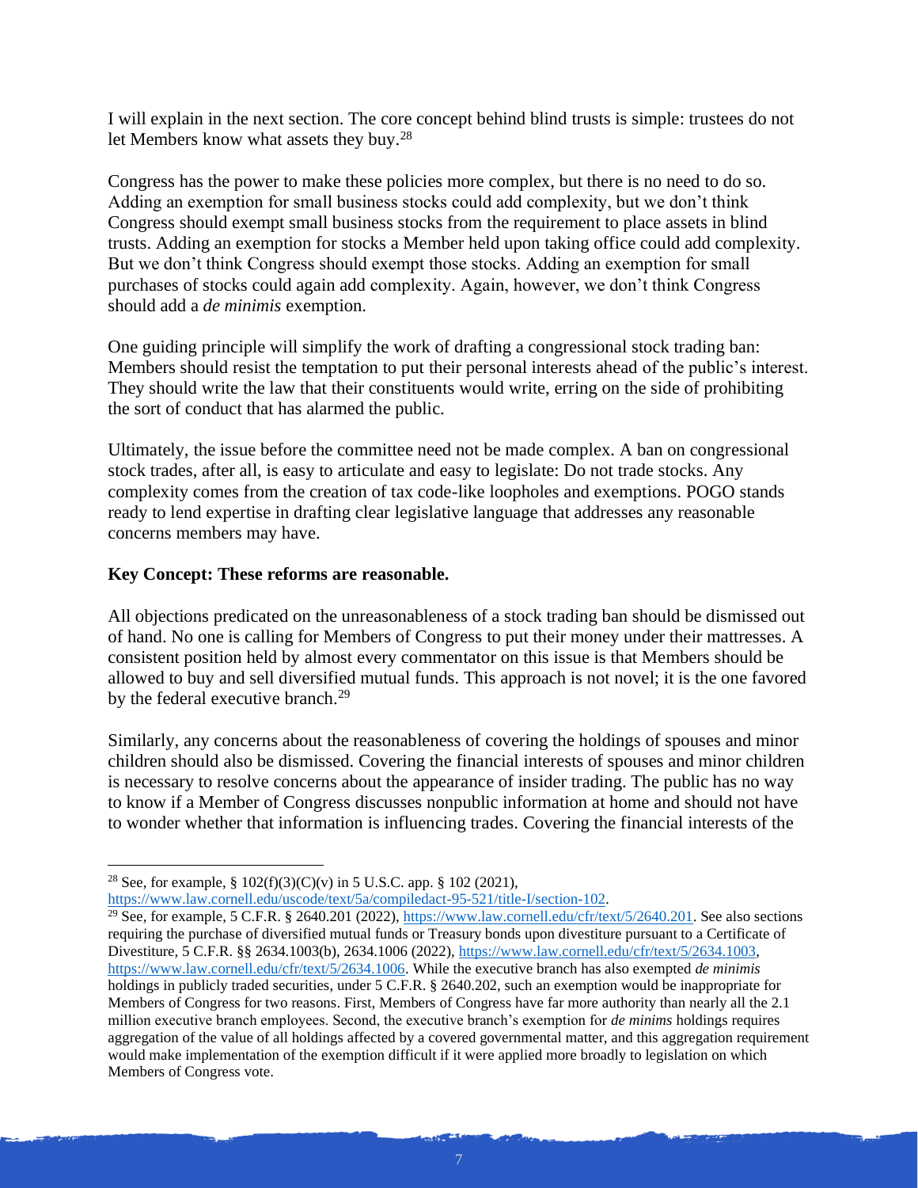I will explain in the next section. The core concept behind blind trusts is simple: trustees do not let Members know what assets they buy.[28]

Congress has the power to make these policies more complex, but there is no need to do so. Adding an exemption for small business stocks could add complexity, but we don't think Congress should exempt small business stocks from the requirement to place assets in blind trusts. Adding an exemption for stocks a Member held upon taking office could add complexity. But we don't think Congress should exempt those stocks. Adding an exemption for small purchases of stocks could again add complexity. Again, however, we don't think Congress should add a *de minimis* exemption.

One guiding principle will simplify the work of drafting a congressional stock trading ban: Members should resist the temptation to put their personal interests ahead of the public's interest. They should write the law that their constituents would write, erring on the side of prohibiting the sort of conduct that has alarmed the public.

Ultimately, the issue before the committee need not be made complex. A ban on congressional stock trades, after all, is easy to articulate and easy to legislate: Do not trade stocks. Any complexity comes from the creation of tax code-like loopholes and exemptions. POGO stands ready to lend expertise in drafting clear legislative language that addresses any reasonable concerns members may have.

**Key Concept: These reforms are reasonable.**

All objections predicated on the unreasonableness of a stock trading ban should be dismissed out of hand. No one is calling for Members of Congress to put their money under their mattresses. A consistent position held by almost every commentator on this issue is that Members should be allowed to buy and sell diversified mutual funds. This approach is not novel; it is the one favored by the federal executive branch.[29]

Similarly, any concerns about the reasonableness of covering the holdings of spouses and minor children should also be dismissed. Covering the financial interests of spouses and minor children is necessary to resolve concerns about the appearance of insider trading. The public has no way to know if a Member of Congress discusses nonpublic information at home and should not have to wonder whether that information is influencing trades. Covering the financial interests of the

---

[28] See, for example, § 102(f)(3)(C)(v) in 5 U.S.C. app. § 102 (2021), https://www.law.cornell.edu/uscode/text/5a/compiledact-95-521/title-I/section-102.

[29] See, for example, 5 C.F.R. § 2640.201 (2022), https://www.law.cornell.edu/cfr/text/5/2640.201. See also sections requiring the purchase of diversified mutual funds or Treasury bonds upon divestiture pursuant to a Certificate of Divestiture, 5 C.F.R. §§ 2634.1003(b), 2634.1006 (2022), https://www.law.cornell.edu/cfr/text/5/2634.1003, https://www.law.cornell.edu/cfr/text/5/2634.1006. While the executive branch has also exempted *de minimis* holdings in publicly traded securities, under 5 C.F.R. § 2640.202, such an exemption would be inappropriate for Members of Congress for two reasons. First, Members of Congress have far more authority than nearly all the 2.1 million executive branch employees. Second, the executive branch's exemption for *de minims* holdings requires aggregation of the value of all holdings affected by a covered governmental matter, and this aggregation requirement would make implementation of the exemption difficult if it were applied more broadly to legislation on which Members of Congress vote.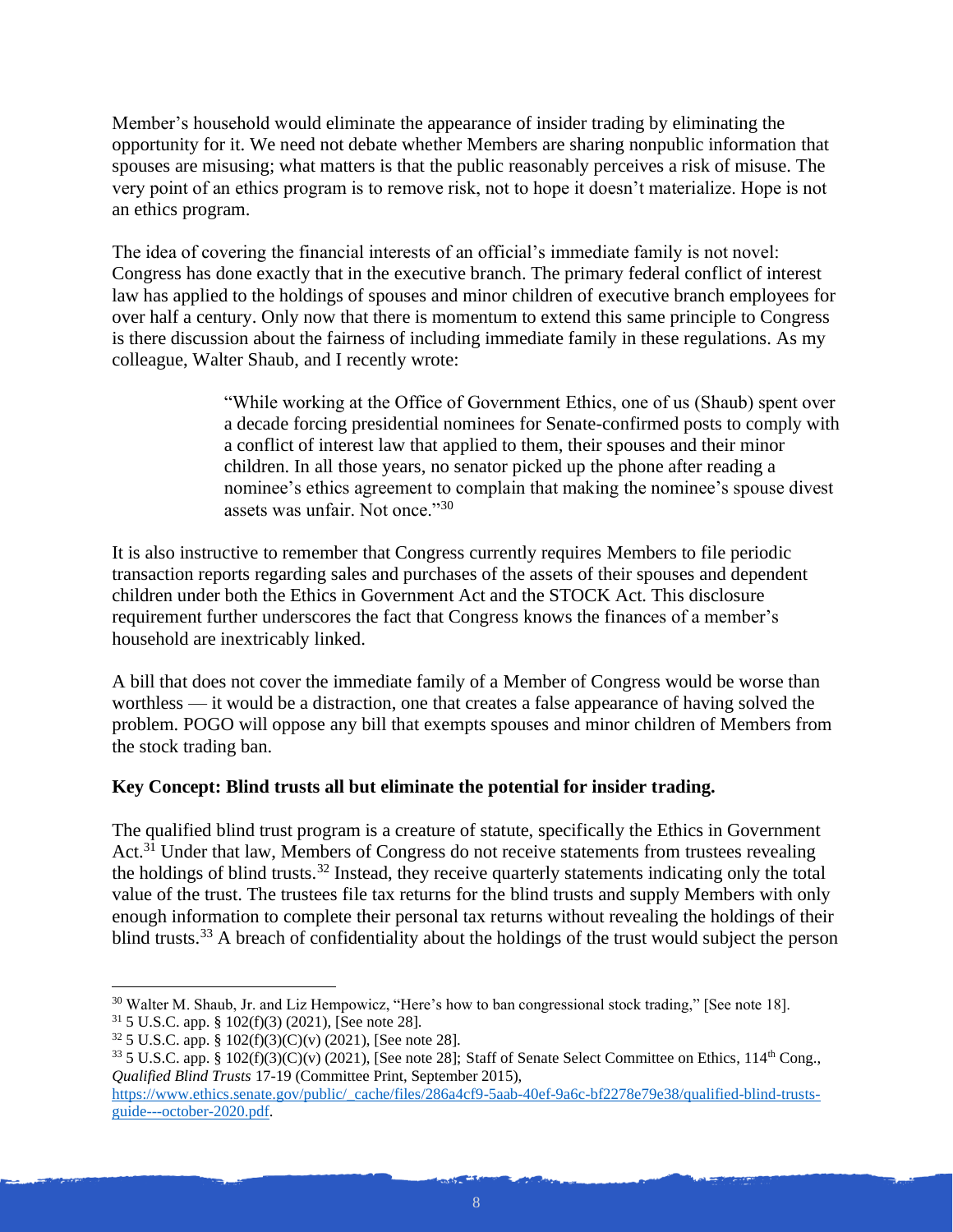Member's household would eliminate the appearance of insider trading by eliminating the opportunity for it. We need not debate whether Members are sharing nonpublic information that spouses are misusing; what matters is that the public reasonably perceives a risk of misuse. The very point of an ethics program is to remove risk, not to hope it doesn't materialize. Hope is not an ethics program.

The idea of covering the financial interests of an official's immediate family is not novel: Congress has done exactly that in the executive branch. The primary federal conflict of interest law has applied to the holdings of spouses and minor children of executive branch employees for over half a century. Only now that there is momentum to extend this same principle to Congress is there discussion about the fairness of including immediate family in these regulations. As my colleague, Walter Shaub, and I recently wrote:

> "While working at the Office of Government Ethics, one of us (Shaub) spent over a decade forcing presidential nominees for Senate-confirmed posts to comply with a conflict of interest law that applied to them, their spouses and their minor children. In all those years, no senator picked up the phone after reading a nominee's ethics agreement to complain that making the nominee's spouse divest assets was unfair. Not once."[30]

It is also instructive to remember that Congress currently requires Members to file periodic transaction reports regarding sales and purchases of the assets of their spouses and dependent children under both the Ethics in Government Act and the STOCK Act. This disclosure requirement further underscores the fact that Congress knows the finances of a member's household are inextricably linked.

A bill that does not cover the immediate family of a Member of Congress would be worse than worthless — it would be a distraction, one that creates a false appearance of having solved the problem. POGO will oppose any bill that exempts spouses and minor children of Members from the stock trading ban.

**Key Concept: Blind trusts all but eliminate the potential for insider trading.**

The qualified blind trust program is a creature of statute, specifically the Ethics in Government Act.[31] Under that law, Members of Congress do not receive statements from trustees revealing the holdings of blind trusts.[32] Instead, they receive quarterly statements indicating only the total value of the trust. The trustees file tax returns for the blind trusts and supply Members with only enough information to complete their personal tax returns without revealing the holdings of their blind trusts.[33] A breach of confidentiality about the holdings of the trust would subject the person

---

[30] Walter M. Shaub, Jr. and Liz Hempowicz, "Here's how to ban congressional stock trading," [See note 18].

[31] 5 U.S.C. app. § 102(f)(3) (2021), [See note 28].

[32] 5 U.S.C. app. § 102(f)(3)(C)(v) (2021), [See note 28].

[33] 5 U.S.C. app. § 102(f)(3)(C)(v) (2021), [See note 28]; Staff of Senate Select Committee on Ethics, 114th Cong., *Qualified Blind Trusts* 17-19 (Committee Print, September 2015), https://www.ethics.senate.gov/public/_cache/files/286a4cf9-5aab-40ef-9a6c-bf2278e79e38/qualified-blind-trusts-guide---october-2020.pdf.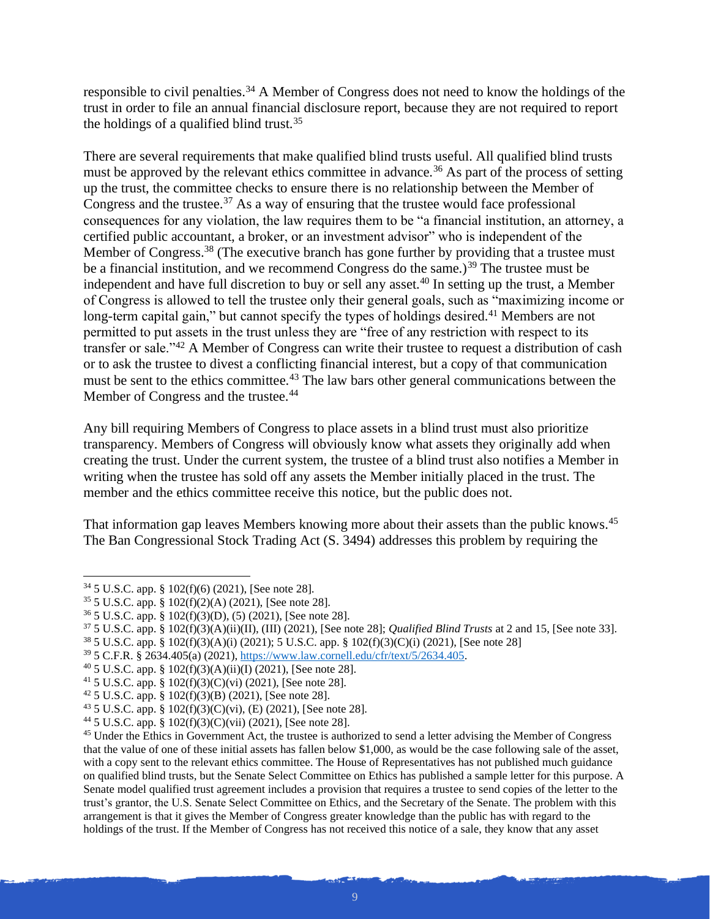responsible to civil penalties.[34] A Member of Congress does not need to know the holdings of the trust in order to file an annual financial disclosure report, because they are not required to report the holdings of a qualified blind trust.[35]

There are several requirements that make qualified blind trusts useful. All qualified blind trusts must be approved by the relevant ethics committee in advance.[36] As part of the process of setting up the trust, the committee checks to ensure there is no relationship between the Member of Congress and the trustee.[37] As a way of ensuring that the trustee would face professional consequences for any violation, the law requires them to be "a financial institution, an attorney, a certified public accountant, a broker, or an investment advisor" who is independent of the Member of Congress.[38] (The executive branch has gone further by providing that a trustee must be a financial institution, and we recommend Congress do the same.)[39] The trustee must be independent and have full discretion to buy or sell any asset.[40] In setting up the trust, a Member of Congress is allowed to tell the trustee only their general goals, such as "maximizing income or long-term capital gain," but cannot specify the types of holdings desired.[41] Members are not permitted to put assets in the trust unless they are "free of any restriction with respect to its transfer or sale."[42] A Member of Congress can write their trustee to request a distribution of cash or to ask the trustee to divest a conflicting financial interest, but a copy of that communication must be sent to the ethics committee.[43] The law bars other general communications between the Member of Congress and the trustee.[44]

Any bill requiring Members of Congress to place assets in a blind trust must also prioritize transparency. Members of Congress will obviously know what assets they originally add when creating the trust. Under the current system, the trustee of a blind trust also notifies a Member in writing when the trustee has sold off any assets the Member initially placed in the trust. The member and the ethics committee receive this notice, but the public does not.

That information gap leaves Members knowing more about their assets than the public knows.[45] The Ban Congressional Stock Trading Act (S. 3494) addresses this problem by requiring the

---

[34] 5 U.S.C. app. § 102(f)(6) (2021), [See note 28].

[35] 5 U.S.C. app. § 102(f)(2)(A) (2021), [See note 28].

[36] 5 U.S.C. app. § 102(f)(3)(D), (5) (2021), [See note 28].

[37] 5 U.S.C. app. § 102(f)(3)(A)(ii)(II), (III) (2021), [See note 28]; *Qualified Blind Trusts* at 2 and 15, [See note 33].

[38] 5 U.S.C. app. § 102(f)(3)(A)(i) (2021); 5 U.S.C. app. § 102(f)(3)(C)(i) (2021), [See note 28]

[39] 5 C.F.R. § 2634.405(a) (2021), https://www.law.cornell.edu/cfr/text/5/2634.405.

[40] 5 U.S.C. app. § 102(f)(3)(A)(ii)(I) (2021), [See note 28].

[41] 5 U.S.C. app. § 102(f)(3)(C)(vi) (2021), [See note 28].

[42] 5 U.S.C. app. § 102(f)(3)(B) (2021), [See note 28].

[43] 5 U.S.C. app. § 102(f)(3)(C)(vi), (E) (2021), [See note 28].

[44] 5 U.S.C. app. § 102(f)(3)(C)(vii) (2021), [See note 28].

[45] Under the Ethics in Government Act, the trustee is authorized to send a letter advising the Member of Congress that the value of one of these initial assets has fallen below $1,000, as would be the case following sale of the asset, with a copy sent to the relevant ethics committee. The House of Representatives has not published much guidance on qualified blind trusts, but the Senate Select Committee on Ethics has published a sample letter for this purpose. A Senate model qualified trust agreement includes a provision that requires a trustee to send copies of the letter to the trust's grantor, the U.S. Senate Select Committee on Ethics, and the Secretary of the Senate. The problem with this arrangement is that it gives the Member of Congress greater knowledge than the public has with regard to the holdings of the trust. If the Member of Congress has not received this notice of a sale, they know that any asset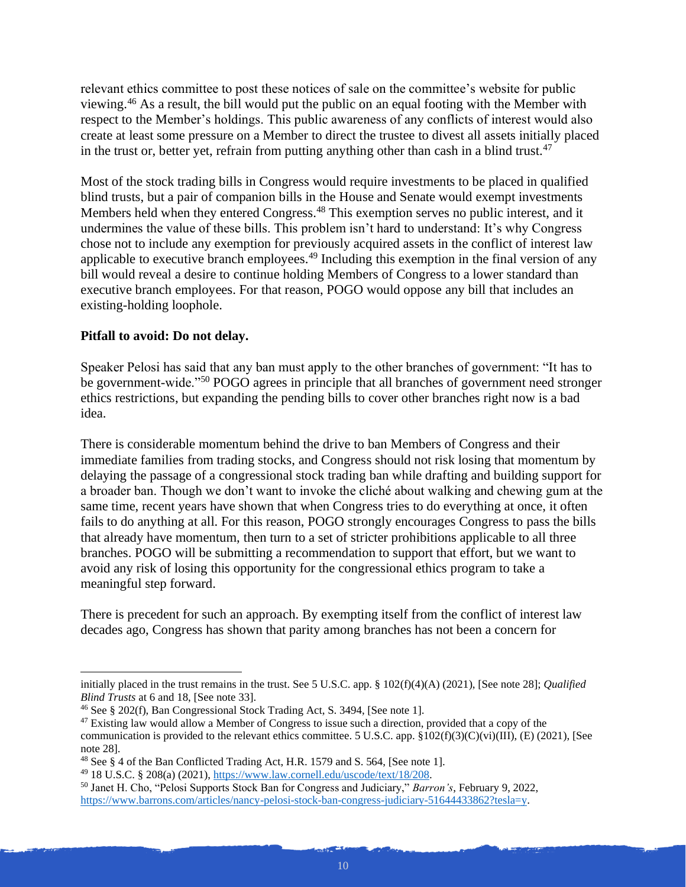relevant ethics committee to post these notices of sale on the committee's website for public viewing.[46] As a result, the bill would put the public on an equal footing with the Member with respect to the Member's holdings. This public awareness of any conflicts of interest would also create at least some pressure on a Member to direct the trustee to divest all assets initially placed in the trust or, better yet, refrain from putting anything other than cash in a blind trust.[47]

Most of the stock trading bills in Congress would require investments to be placed in qualified blind trusts, but a pair of companion bills in the House and Senate would exempt investments Members held when they entered Congress.[48] This exemption serves no public interest, and it undermines the value of these bills. This problem isn't hard to understand: It's why Congress chose not to include any exemption for previously acquired assets in the conflict of interest law applicable to executive branch employees.[49] Including this exemption in the final version of any bill would reveal a desire to continue holding Members of Congress to a lower standard than executive branch employees. For that reason, POGO would oppose any bill that includes an existing-holding loophole.

**Pitfall to avoid: Do not delay.**

Speaker Pelosi has said that any ban must apply to the other branches of government: "It has to be government-wide."[50] POGO agrees in principle that all branches of government need stronger ethics restrictions, but expanding the pending bills to cover other branches right now is a bad idea.

There is considerable momentum behind the drive to ban Members of Congress and their immediate families from trading stocks, and Congress should not risk losing that momentum by delaying the passage of a congressional stock trading ban while drafting and building support for a broader ban. Though we don't want to invoke the cliché about walking and chewing gum at the same time, recent years have shown that when Congress tries to do everything at once, it often fails to do anything at all. For this reason, POGO strongly encourages Congress to pass the bills that already have momentum, then turn to a set of stricter prohibitions applicable to all three branches. POGO will be submitting a recommendation to support that effort, but we want to avoid any risk of losing this opportunity for the congressional ethics program to take a meaningful step forward.

There is precedent for such an approach. By exempting itself from the conflict of interest law decades ago, Congress has shown that parity among branches has not been a concern for

---

initially placed in the trust remains in the trust. See 5 U.S.C. app. § 102(f)(4)(A) (2021), [See note 28]; *Qualified Blind Trusts* at 6 and 18, [See note 33].

[46] See § 202(f), Ban Congressional Stock Trading Act, S. 3494, [See note 1].

[47] Existing law would allow a Member of Congress to issue such a direction, provided that a copy of the communication is provided to the relevant ethics committee. 5 U.S.C. app. §102(f)(3)(C)(vi)(III), (E) (2021), [See note 28].

[48] See § 4 of the Ban Conflicted Trading Act, H.R. 1579 and S. 564, [See note 1].

[49] 18 U.S.C. § 208(a) (2021), https://www.law.cornell.edu/uscode/text/18/208.

[50] Janet H. Cho, "Pelosi Supports Stock Ban for Congress and Judiciary," *Barron's*, February 9, 2022, https://www.barrons.com/articles/nancy-pelosi-stock-ban-congress-judiciary-51644433862?tesla=y.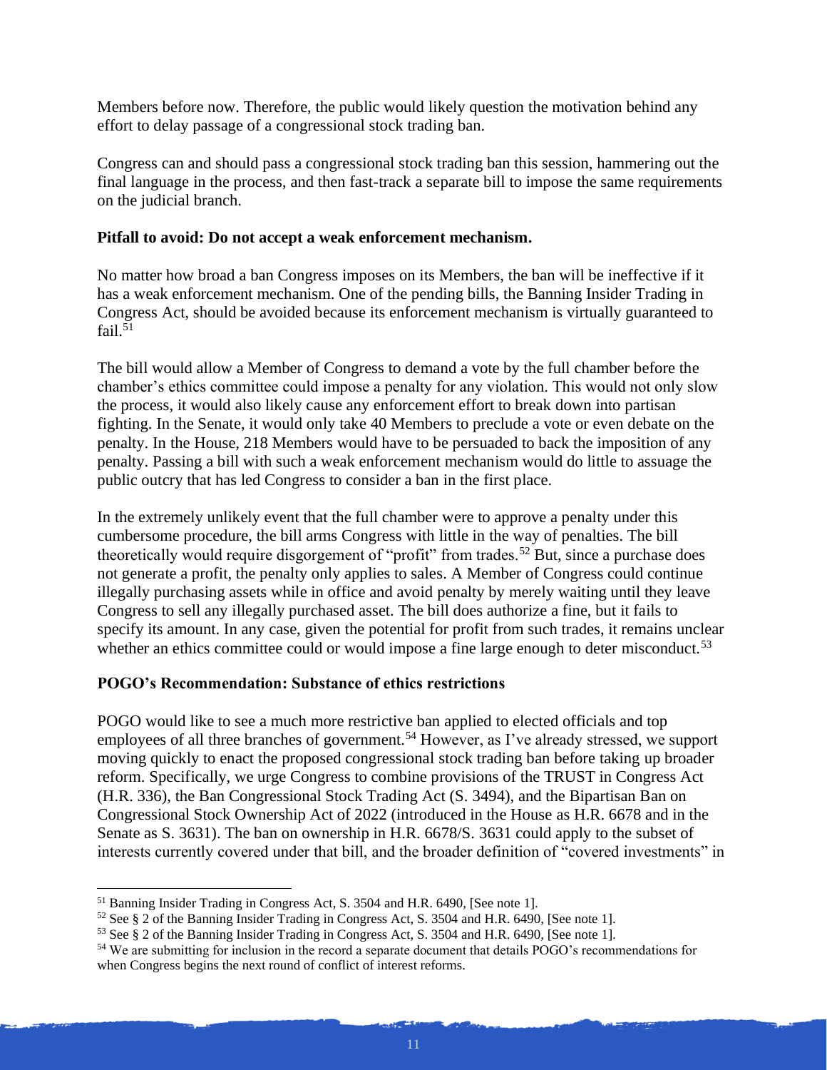Members before now. Therefore, the public would likely question the motivation behind any effort to delay passage of a congressional stock trading ban.

Congress can and should pass a congressional stock trading ban this session, hammering out the final language in the process, and then fast-track a separate bill to impose the same requirements on the judicial branch.

**Pitfall to avoid: Do not accept a weak enforcement mechanism.**

No matter how broad a ban Congress imposes on its Members, the ban will be ineffective if it has a weak enforcement mechanism. One of the pending bills, the Banning Insider Trading in Congress Act, should be avoided because its enforcement mechanism is virtually guaranteed to fail.[51]

The bill would allow a Member of Congress to demand a vote by the full chamber before the chamber's ethics committee could impose a penalty for any violation. This would not only slow the process, it would also likely cause any enforcement effort to break down into partisan fighting. In the Senate, it would only take 40 Members to preclude a vote or even debate on the penalty. In the House, 218 Members would have to be persuaded to back the imposition of any penalty. Passing a bill with such a weak enforcement mechanism would do little to assuage the public outcry that has led Congress to consider a ban in the first place.

In the extremely unlikely event that the full chamber were to approve a penalty under this cumbersome procedure, the bill arms Congress with little in the way of penalties. The bill theoretically would require disgorgement of "profit" from trades.[52] But, since a purchase does not generate a profit, the penalty only applies to sales. A Member of Congress could continue illegally purchasing assets while in office and avoid penalty by merely waiting until they leave Congress to sell any illegally purchased asset. The bill does authorize a fine, but it fails to specify its amount. In any case, given the potential for profit from such trades, it remains unclear whether an ethics committee could or would impose a fine large enough to deter misconduct.[53]

**POGO's Recommendation: Substance of ethics restrictions**

POGO would like to see a much more restrictive ban applied to elected officials and top employees of all three branches of government.[54] However, as I've already stressed, we support moving quickly to enact the proposed congressional stock trading ban before taking up broader reform. Specifically, we urge Congress to combine provisions of the TRUST in Congress Act (H.R. 336), the Ban Congressional Stock Trading Act (S. 3494), and the Bipartisan Ban on Congressional Stock Ownership Act of 2022 (introduced in the House as H.R. 6678 and in the Senate as S. 3631). The ban on ownership in H.R. 6678/S. 3631 could apply to the subset of interests currently covered under that bill, and the broader definition of "covered investments" in

---

[51] Banning Insider Trading in Congress Act, S. 3504 and H.R. 6490, [See note 1].

[52] See § 2 of the Banning Insider Trading in Congress Act, S. 3504 and H.R. 6490, [See note 1].

[53] See § 2 of the Banning Insider Trading in Congress Act, S. 3504 and H.R. 6490, [See note 1].

[54] We are submitting for inclusion in the record a separate document that details POGO's recommendations for when Congress begins the next round of conflict of interest reforms.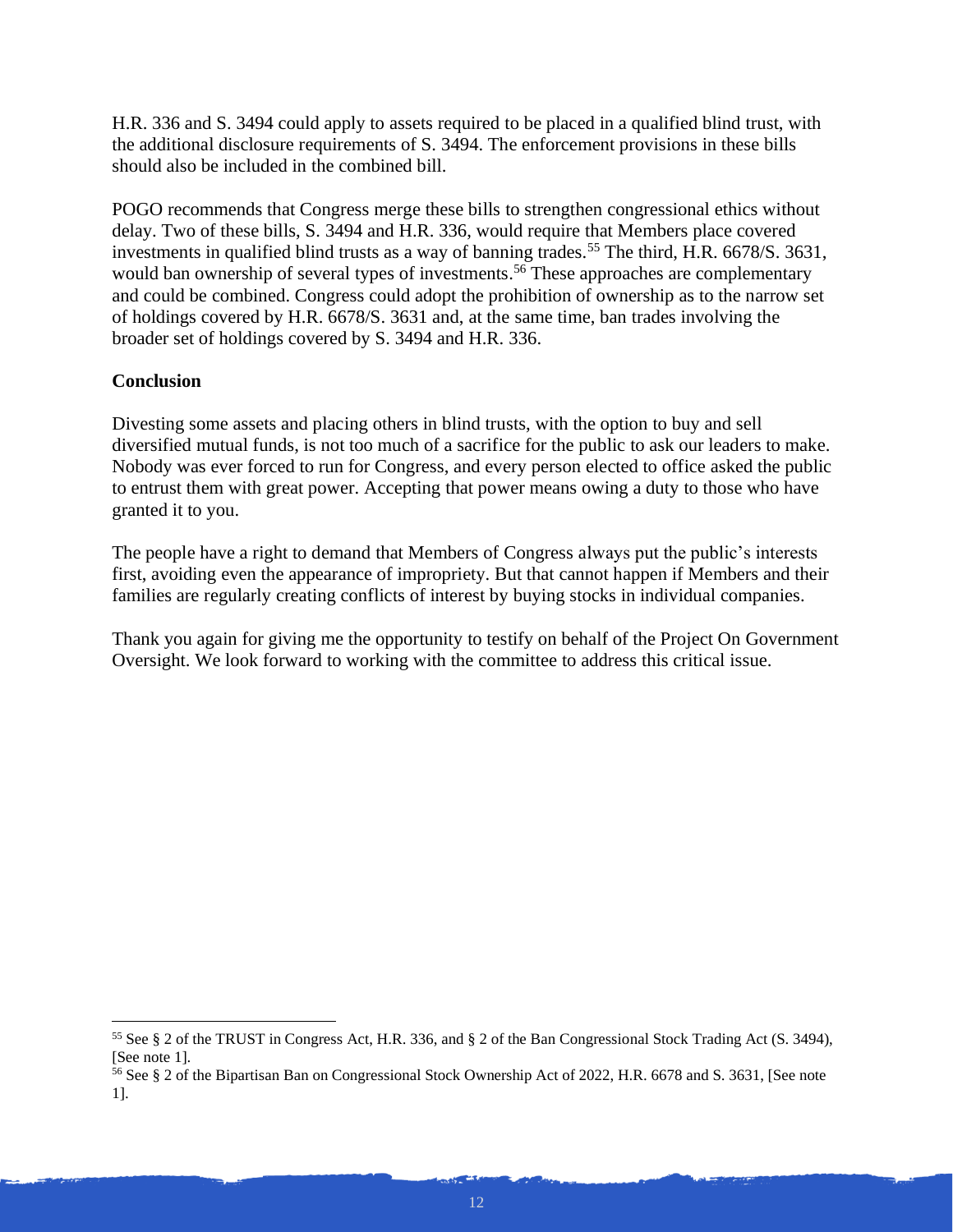H.R. 336 and S. 3494 could apply to assets required to be placed in a qualified blind trust, with the additional disclosure requirements of S. 3494. The enforcement provisions in these bills should also be included in the combined bill.

POGO recommends that Congress merge these bills to strengthen congressional ethics without delay. Two of these bills, S. 3494 and H.R. 336, would require that Members place covered investments in qualified blind trusts as a way of banning trades.[55] The third, H.R. 6678/S. 3631, would ban ownership of several types of investments.[56] These approaches are complementary and could be combined. Congress could adopt the prohibition of ownership as to the narrow set of holdings covered by H.R. 6678/S. 3631 and, at the same time, ban trades involving the broader set of holdings covered by S. 3494 and H.R. 336.

**Conclusion**

Divesting some assets and placing others in blind trusts, with the option to buy and sell diversified mutual funds, is not too much of a sacrifice for the public to ask our leaders to make. Nobody was ever forced to run for Congress, and every person elected to office asked the public to entrust them with great power. Accepting that power means owing a duty to those who have granted it to you.

The people have a right to demand that Members of Congress always put the public's interests first, avoiding even the appearance of impropriety. But that cannot happen if Members and their families are regularly creating conflicts of interest by buying stocks in individual companies.

Thank you again for giving me the opportunity to testify on behalf of the Project On Government Oversight. We look forward to working with the committee to address this critical issue.

---

[55] See § 2 of the TRUST in Congress Act, H.R. 336, and § 2 of the Ban Congressional Stock Trading Act (S. 3494), [See note 1].

[56] See § 2 of the Bipartisan Ban on Congressional Stock Ownership Act of 2022, H.R. 6678 and S. 3631, [See note 1].